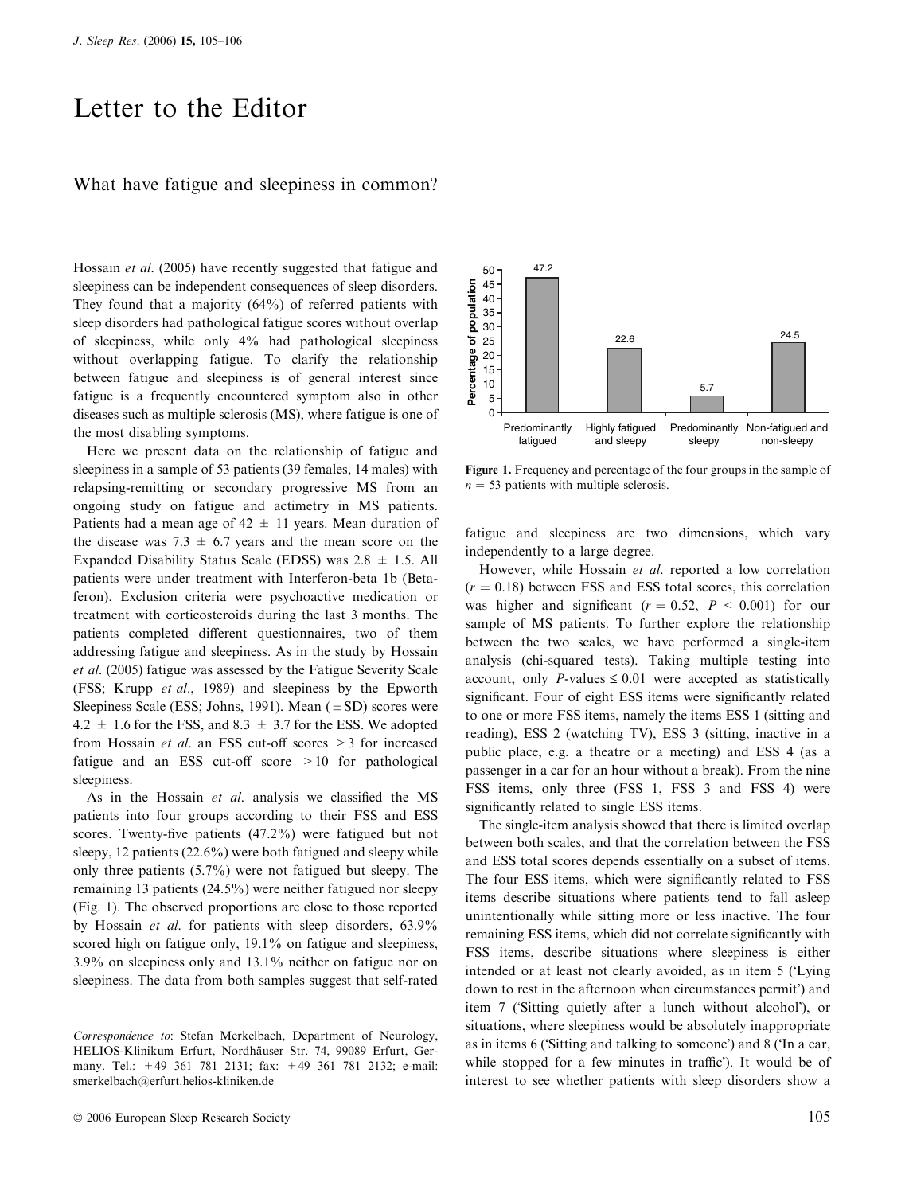# Letter to the Editor

## What have fatigue and sleepiness in common?

Hossain *et al*. (2005) have recently suggested that fatigue and sleepiness can be independent consequences of sleep disorders. They found that a majority (64%) of referred patients with sleep disorders had pathological fatigue scores without overlap of sleepiness, while only 4% had pathological sleepiness without overlapping fatigue. To clarify the relationship between fatigue and sleepiness is of general interest since fatigue is a frequently encountered symptom also in other diseases such as multiple sclerosis (MS), where fatigue is one of the most disabling symptoms.

Here we present data on the relationship of fatigue and sleepiness in a sample of 53 patients (39 females, 14 males) with relapsing-remitting or secondary progressive MS from an ongoing study on fatigue and actimetry in MS patients. Patients had a mean age of $42 \pm 11$ years. Mean duration of the disease was $7.3 \pm 6.7$ years and the mean score on the Expanded Disability Status Scale (EDSS) was $2.8 \pm 1.5$. All patients were under treatment with Interferon-beta 1b (Betaferon). Exclusion criteria were psychoactive medication or treatment with corticosteroids during the last 3 months. The patients completed different questionnaires, two of them addressing fatigue and sleepiness. As in the study by Hossain *et al*. (2005) fatigue was assessed by the Fatigue Severity Scale (FSS; Krupp *et al*., 1989) and sleepiness by the Epworth Sleepiness Scale (ESS; Johns, 1991). Mean ($\pm$SD) scores were $4.2 \pm 1.6$ for the FSS, and $8.3 \pm 3.7$ for the ESS. We adopted from Hossain *et al*. an FSS cut-off scores $>3$ for increased fatigue and an ESS cut-off score $>10$ for pathological sleepiness.

As in the Hossain *et al*. analysis we classified the MS patients into four groups according to their FSS and ESS scores. Twenty-five patients (47.2%) were fatigued but not sleepy, 12 patients (22.6%) were both fatigued and sleepy while only three patients (5.7%) were not fatigued but sleepy. The remaining 13 patients (24.5%) were neither fatigued nor sleepy (Fig. 1). The observed proportions are close to those reported by Hossain *et al*. for patients with sleep disorders, 63.9% scored high on fatigue only, 19.1% on fatigue and sleepiness, 3.9% on sleepiness only and 13.1% neither on fatigue nor on sleepiness. The data from both samples suggest that self-rated fatigue and sleepiness are two dimensions, which vary independently to a large degree.

| Group | Percentage of population |
|---|---|
| Predominantly fatigued | 47.2 |
| Highly fatigued and sleepy | 22.6 |
| Predominantly sleepy | 5.7 |
| Non-fatigued and non-sleepy | 24.5 |

**Figure 1.** Frequency and percentage of the four groups in the sample of $n = 53$ patients with multiple sclerosis.

However, while Hossain *et al*. reported a low correlation ($r = 0.18$) between FSS and ESS total scores, this correlation was higher and significant ($r = 0.52$, $P < 0.001$) for our sample of MS patients. To further explore the relationship between the two scales, we have performed a single-item analysis (chi-squared tests). Taking multiple testing into account, only $P$-values $\leq 0.01$ were accepted as statistically significant. Four of eight ESS items were significantly related to one or more FSS items, namely the items ESS 1 (sitting and reading), ESS 2 (watching TV), ESS 3 (sitting, inactive in a public place, e.g. a theatre or a meeting) and ESS 4 (as a passenger in a car for an hour without a break). From the nine FSS items, only three (FSS 1, FSS 3 and FSS 4) were significantly related to single ESS items.

The single-item analysis showed that there is limited overlap between both scales, and that the correlation between the FSS and ESS total scores depends essentially on a subset of items. The four ESS items, which were significantly related to FSS items describe situations where patients tend to fall asleep unintentionally while sitting more or less inactive. The four remaining ESS items, which did not correlate significantly with FSS items, describe situations where sleepiness is either intended or at least not clearly avoided, as in item 5 ('Lying down to rest in the afternoon when circumstances permit') and item 7 ('Sitting quietly after a lunch without alcohol'), or situations, where sleepiness would be absolutely inappropriate as in items 6 ('Sitting and talking to someone') and 8 ('In a car, while stopped for a few minutes in traffic'). It would be of interest to see whether patients with sleep disorders show a

*Correspondence to*: Stefan Merkelbach, Department of Neurology, HELIOS-Klinikum Erfurt, Nordhäuser Str. 74, 99089 Erfurt, Germany. Tel.: +49 361 781 2131; fax: +49 361 781 2132; e-mail: smerkelbach@erfurt.helios-kliniken.de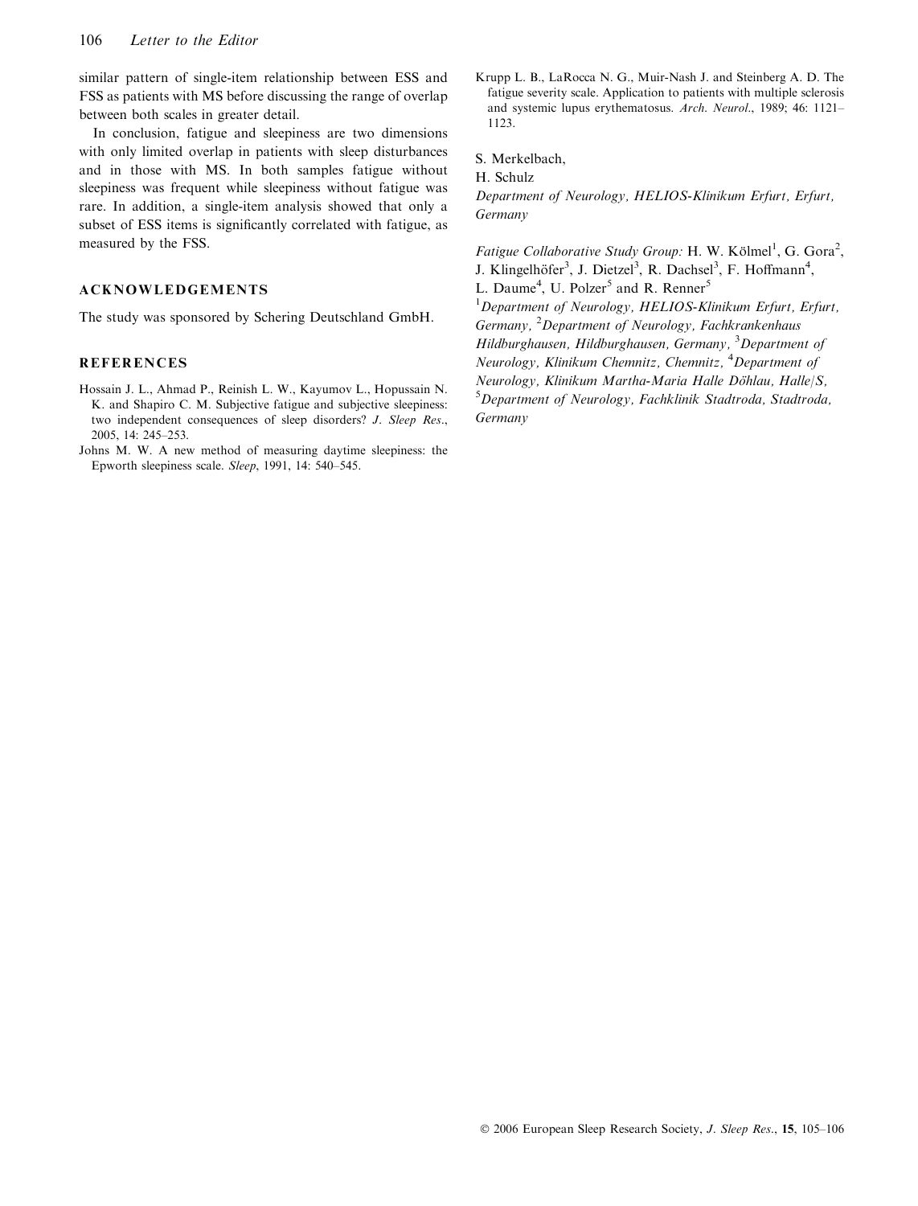similar pattern of single-item relationship between ESS and FSS as patients with MS before discussing the range of overlap between both scales in greater detail.

In conclusion, fatigue and sleepiness are two dimensions with only limited overlap in patients with sleep disturbances and in those with MS. In both samples fatigue without sleepiness was frequent while sleepiness without fatigue was rare. In addition, a single-item analysis showed that only a subset of ESS items is significantly correlated with fatigue, as measured by the FSS.

## ACKNOWLEDGEMENTS

The study was sponsored by Schering Deutschland GmbH.

## REFERENCES

Hossain J. L., Ahmad P., Reinish L. W., Kayumov L., Hopussain N. K. and Shapiro C. M. Subjective fatigue and subjective sleepiness: two independent consequences of sleep disorders? *J. Sleep Res.*, 2005, 14: 245–253.

Johns M. W. A new method of measuring daytime sleepiness: the Epworth sleepiness scale. *Sleep*, 1991, 14: 540–545.

Krupp L. B., LaRocca N. G., Muir-Nash J. and Steinberg A. D. The fatigue severity scale. Application to patients with multiple sclerosis and systemic lupus erythematosus. *Arch. Neurol.*, 1989; 46: 1121–1123.

S. Merkelbach,
H. Schulz
*Department of Neurology, HELIOS-Klinikum Erfurt, Erfurt, Germany*

*Fatigue Collaborative Study Group:* H. W. Kölmel[1], G. Gora[2], J. Klingelhöfer[3], J. Dietzel[3], R. Dachsel[3], F. Hoffmann[4], L. Daume[4], U. Polzer[5] and R. Renner[5]
[1]*Department of Neurology, HELIOS-Klinikum Erfurt, Erfurt, Germany,* [2]*Department of Neurology, Fachkrankenhaus Hildburghausen, Hildburghausen, Germany,* [3]*Department of Neurology, Klinikum Chemnitz, Chemnitz,* [4]*Department of Neurology, Klinikum Martha-Maria Halle Döhlau, Halle/S,* [5]*Department of Neurology, Fachklinik Stadtroda, Stadtroda, Germany*